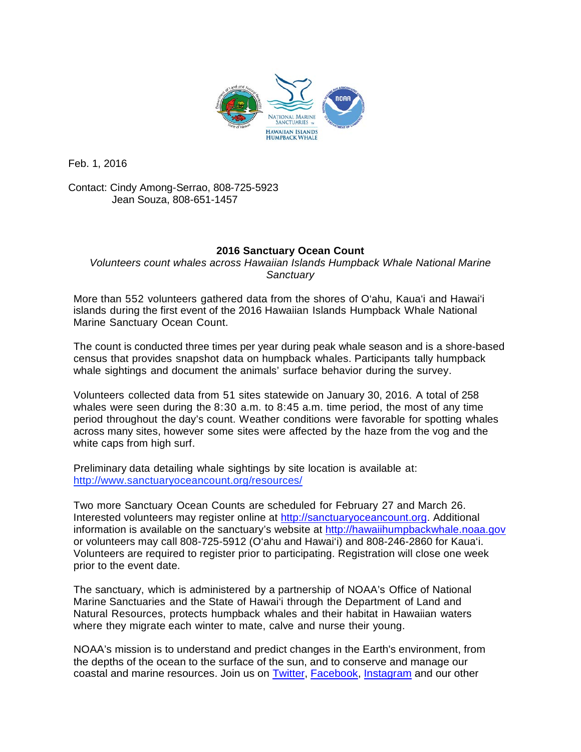Feb. 1, 2016

Contact: Cindy Among-Serrao, 808-725-5923
Jean Souza, 808-651-1457

## 2016 Sanctuary Ocean Count

*Volunteers count whales across Hawaiian Islands Humpback Whale National Marine Sanctuary*

More than 552 volunteers gathered data from the shores of O'ahu, Kaua'i and Hawai'i islands during the first event of the 2016 Hawaiian Islands Humpback Whale National Marine Sanctuary Ocean Count.

The count is conducted three times per year during peak whale season and is a shore-based census that provides snapshot data on humpback whales. Participants tally humpback whale sightings and document the animals' surface behavior during the survey.

Volunteers collected data from 51 sites statewide on January 30, 2016. A total of 258 whales were seen during the 8:30 a.m. to 8:45 a.m. time period, the most of any time period throughout the day's count. Weather conditions were favorable for spotting whales across many sites, however some sites were affected by the haze from the vog and the white caps from high surf.

Preliminary data detailing whale sightings by site location is available at: [http://www.sanctuaryoceancount.org/resources/](http://www.sanctuaryoceancount.org/resources/)

Two more Sanctuary Ocean Counts are scheduled for February 27 and March 26. Interested volunteers may register online at [http://sanctuaryoceancount.org](http://sanctuaryoceancount.org). Additional information is available on the sanctuary's website at [http://hawaiihumpbackwhale.noaa.gov](http://hawaiihumpbackwhale.noaa.gov) or volunteers may call 808-725-5912 (O'ahu and Hawai'i) and 808-246-2860 for Kaua'i. Volunteers are required to register prior to participating. Registration will close one week prior to the event date.

The sanctuary, which is administered by a partnership of NOAA's Office of National Marine Sanctuaries and the State of Hawai'i through the Department of Land and Natural Resources, protects humpback whales and their habitat in Hawaiian waters where they migrate each winter to mate, calve and nurse their young.

NOAA's mission is to understand and predict changes in the Earth's environment, from the depths of the ocean to the surface of the sun, and to conserve and manage our coastal and marine resources. Join us on Twitter, Facebook, Instagram and our other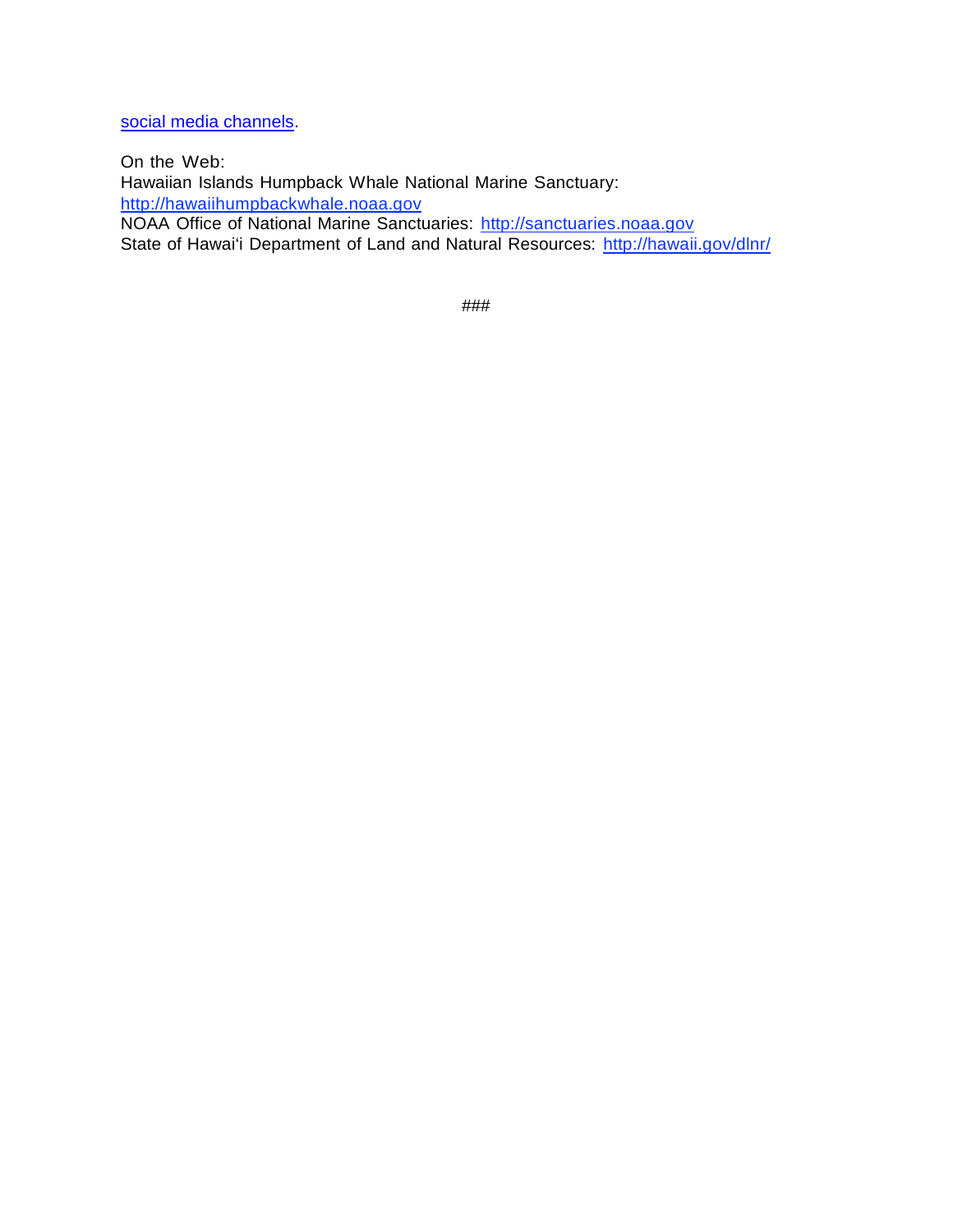social media channels.

On the Web:
Hawaiian Islands Humpback Whale National Marine Sanctuary:
http://hawaiihumpbackwhale.noaa.gov
NOAA Office of National Marine Sanctuaries: http://sanctuaries.noaa.gov
State of Hawai'i Department of Land and Natural Resources: http://hawaii.gov/dlnr/

###